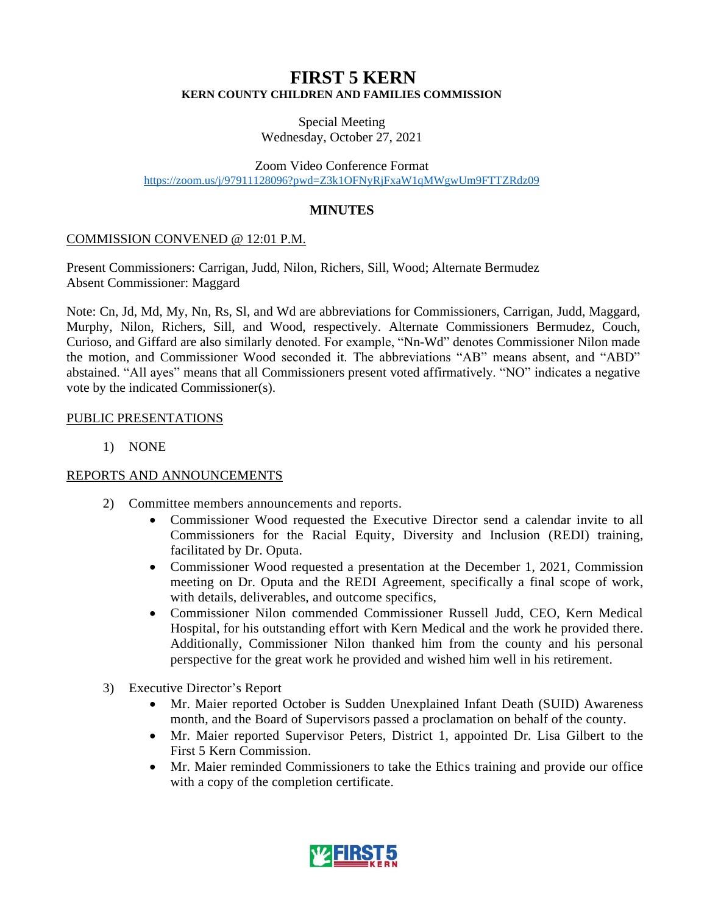# FIRST 5 KERN

**KERN COUNTY CHILDREN AND FAMILIES COMMISSION**

Special Meeting
Wednesday, October 27, 2021

Zoom Video Conference Format
https://zoom.us/j/97911128096?pwd=Z3k1OFNyRjFxaW1qMWgwUm9FTTZRdz09

## MINUTES

COMMISSION CONVENED @ 12:01 P.M.

Present Commissioners: Carrigan, Judd, Nilon, Richers, Sill, Wood; Alternate Bermudez
Absent Commissioner: Maggard

Note: Cn, Jd, Md, My, Nn, Rs, Sl, and Wd are abbreviations for Commissioners, Carrigan, Judd, Maggard, Murphy, Nilon, Richers, Sill, and Wood, respectively. Alternate Commissioners Bermudez, Couch, Curioso, and Giffard are also similarly denoted. For example, "Nn-Wd" denotes Commissioner Nilon made the motion, and Commissioner Wood seconded it. The abbreviations "AB" means absent, and "ABD" abstained. "All ayes" means that all Commissioners present voted affirmatively. "NO" indicates a negative vote by the indicated Commissioner(s).

PUBLIC PRESENTATIONS

1) NONE

REPORTS AND ANNOUNCEMENTS

2) Committee members announcements and reports.
   - Commissioner Wood requested the Executive Director send a calendar invite to all Commissioners for the Racial Equity, Diversity and Inclusion (REDI) training, facilitated by Dr. Oputa.
   - Commissioner Wood requested a presentation at the December 1, 2021, Commission meeting on Dr. Oputa and the REDI Agreement, specifically a final scope of work, with details, deliverables, and outcome specifics,
   - Commissioner Nilon commended Commissioner Russell Judd, CEO, Kern Medical Hospital, for his outstanding effort with Kern Medical and the work he provided there. Additionally, Commissioner Nilon thanked him from the county and his personal perspective for the great work he provided and wished him well in his retirement.

3) Executive Director's Report
   - Mr. Maier reported October is Sudden Unexplained Infant Death (SUID) Awareness month, and the Board of Supervisors passed a proclamation on behalf of the county.
   - Mr. Maier reported Supervisor Peters, District 1, appointed Dr. Lisa Gilbert to the First 5 Kern Commission.
   - Mr. Maier reminded Commissioners to take the Ethics training and provide our office with a copy of the completion certificate.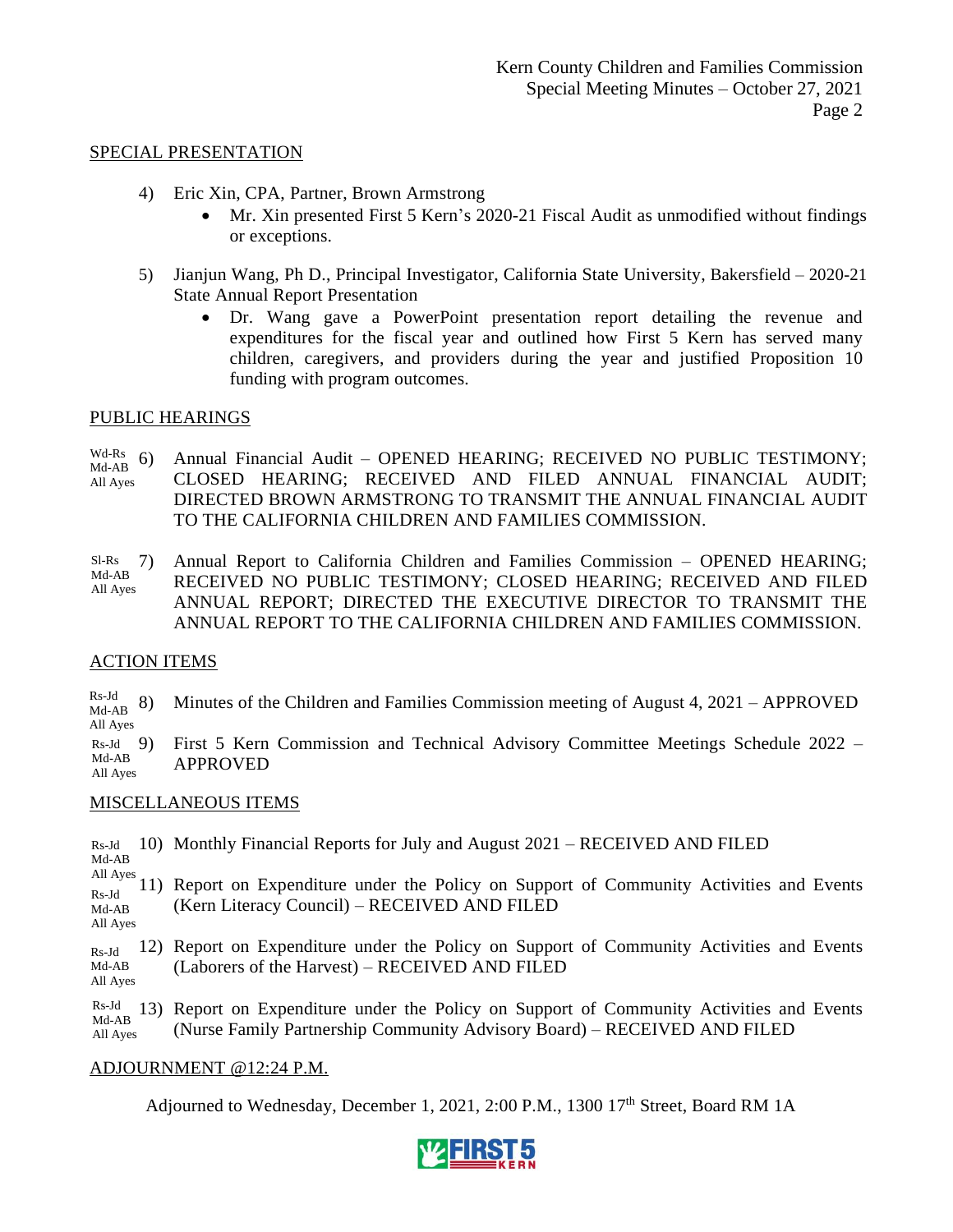## SPECIAL PRESENTATION

4) Eric Xin, CPA, Partner, Brown Armstrong
   - Mr. Xin presented First 5 Kern's 2020-21 Fiscal Audit as unmodified without findings or exceptions.

5) Jianjun Wang, Ph D., Principal Investigator, California State University, Bakersfield – 2020-21 State Annual Report Presentation
   - Dr. Wang gave a PowerPoint presentation report detailing the revenue and expenditures for the fiscal year and outlined how First 5 Kern has served many children, caregivers, and providers during the year and justified Proposition 10 funding with program outcomes.

## PUBLIC HEARINGS

Wd-Rs Md-AB All Ayes — 6) Annual Financial Audit – OPENED HEARING; RECEIVED NO PUBLIC TESTIMONY; CLOSED HEARING; RECEIVED AND FILED ANNUAL FINANCIAL AUDIT; DIRECTED BROWN ARMSTRONG TO TRANSMIT THE ANNUAL FINANCIAL AUDIT TO THE CALIFORNIA CHILDREN AND FAMILIES COMMISSION.

Sl-Rs Md-AB All Ayes — 7) Annual Report to California Children and Families Commission – OPENED HEARING; RECEIVED NO PUBLIC TESTIMONY; CLOSED HEARING; RECEIVED AND FILED ANNUAL REPORT; DIRECTED THE EXECUTIVE DIRECTOR TO TRANSMIT THE ANNUAL REPORT TO THE CALIFORNIA CHILDREN AND FAMILIES COMMISSION.

## ACTION ITEMS

Rs-Jd Md-AB All Ayes — 8) Minutes of the Children and Families Commission meeting of August 4, 2021 – APPROVED

Rs-Jd Md-AB All Ayes — 9) First 5 Kern Commission and Technical Advisory Committee Meetings Schedule 2022 – APPROVED

## MISCELLANEOUS ITEMS

Rs-Jd Md-AB All Ayes — 10) Monthly Financial Reports for July and August 2021 – RECEIVED AND FILED

Rs-Jd Md-AB All Ayes — 11) Report on Expenditure under the Policy on Support of Community Activities and Events (Kern Literacy Council) – RECEIVED AND FILED

Rs-Jd Md-AB All Ayes — 12) Report on Expenditure under the Policy on Support of Community Activities and Events (Laborers of the Harvest) – RECEIVED AND FILED

Rs-Jd Md-AB All Ayes — 13) Report on Expenditure under the Policy on Support of Community Activities and Events (Nurse Family Partnership Community Advisory Board) – RECEIVED AND FILED

## ADJOURNMENT @12:24 P.M.

Adjourned to Wednesday, December 1, 2021, 2:00 P.M., 1300 17th Street, Board RM 1A